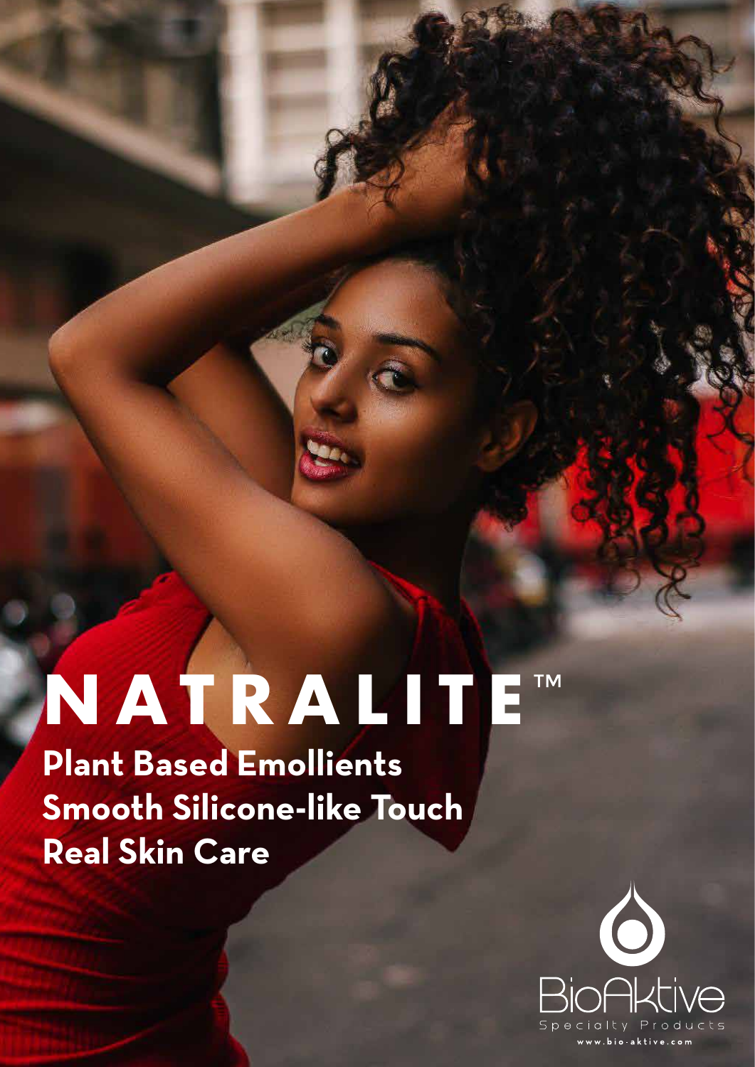# NATRALITE™

**Plant Based Emollients**
**Smooth Silicone-like Touch**
**Real Skin Care**

BioAktive
Specialty Products
www.bio-aktive.com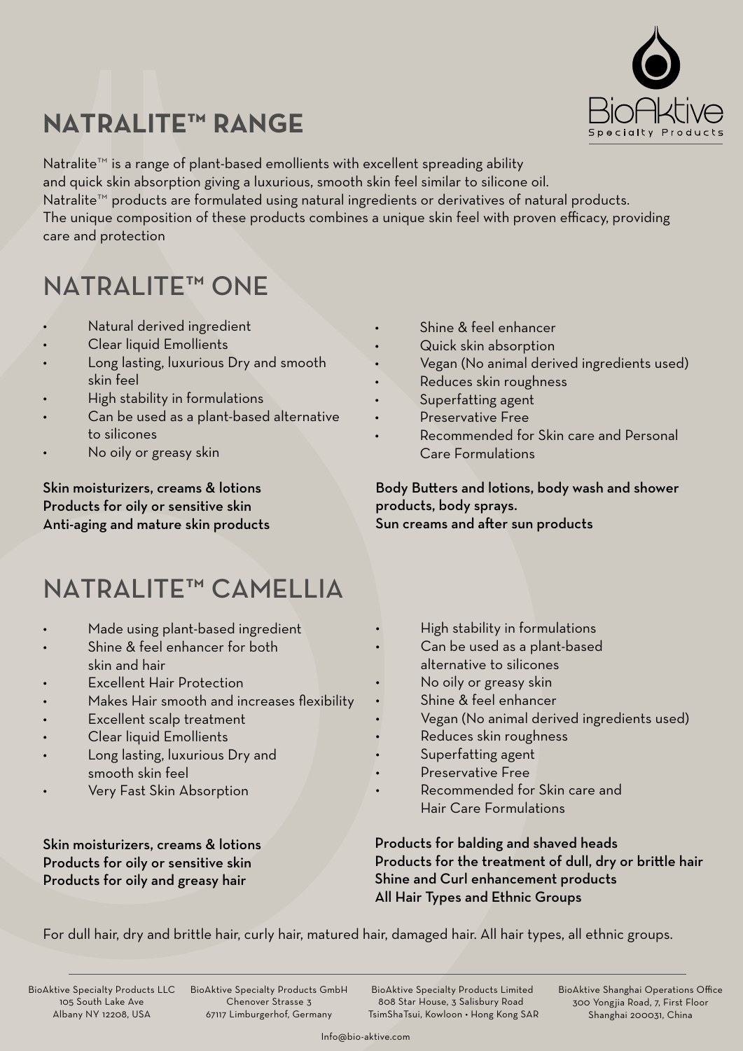# NATRALITE™ RANGE

Natralite™ is a range of plant-based emollients with excellent spreading ability and quick skin absorption giving a luxurious, smooth skin feel similar to silicone oil.
Natralite™ products are formulated using natural ingredients or derivatives of natural products.
The unique composition of these products combines a unique skin feel with proven efficacy, providing care and protection

## NATRALITE™ ONE

- Natural derived ingredient
- Clear liquid Emollients
- Long lasting, luxurious Dry and smooth skin feel
- High stability in formulations
- Can be used as a plant-based alternative to silicones
- No oily or greasy skin
- Shine & feel enhancer
- Quick skin absorption
- Vegan (No animal derived ingredients used)
- Reduces skin roughness
- Superfatting agent
- Preservative Free
- Recommended for Skin care and Personal Care Formulations

**Skin moisturizers, creams & lotions**
**Products for oily or sensitive skin**
**Anti-aging and mature skin products**

**Body Butters and lotions, body wash and shower products, body sprays.**
**Sun creams and after sun products**

## NATRALITE™ CAMELLIA

- Made using plant-based ingredient
- Shine & feel enhancer for both skin and hair
- Excellent Hair Protection
- Makes Hair smooth and increases flexibility
- Excellent scalp treatment
- Clear liquid Emollients
- Long lasting, luxurious Dry and smooth skin feel
- Very Fast Skin Absorption
- High stability in formulations
- Can be used as a plant-based alternative to silicones
- No oily or greasy skin
- Shine & feel enhancer
- Vegan (No animal derived ingredients used)
- Reduces skin roughness
- Superfatting agent
- Preservative Free
- Recommended for Skin care and Hair Care Formulations

**Skin moisturizers, creams & lotions**
**Products for oily or sensitive skin**
**Products for oily and greasy hair**

**Products for balding and shaved heads**
**Products for the treatment of dull, dry or brittle hair**
**Shine and Curl enhancement products**
**All Hair Types and Ethnic Groups**

For dull hair, dry and brittle hair, curly hair, matured hair, damaged hair. All hair types, all ethnic groups.

BioAktive Specialty Products LLC
105 South Lake Ave
Albany NY 12208, USA

BioAktive Specialty Products GmbH
Chenover Strasse 3
67117 Limburgerhof, Germany

BioAktive Specialty Products Limited
808 Star House, 3 Salisbury Road
TsimShaTsui, Kowloon • Hong Kong SAR

BioAktive Shanghai Operations Office
300 Yongjia Road, 7, First Floor
Shanghai 200031, China

Info@bio-aktive.com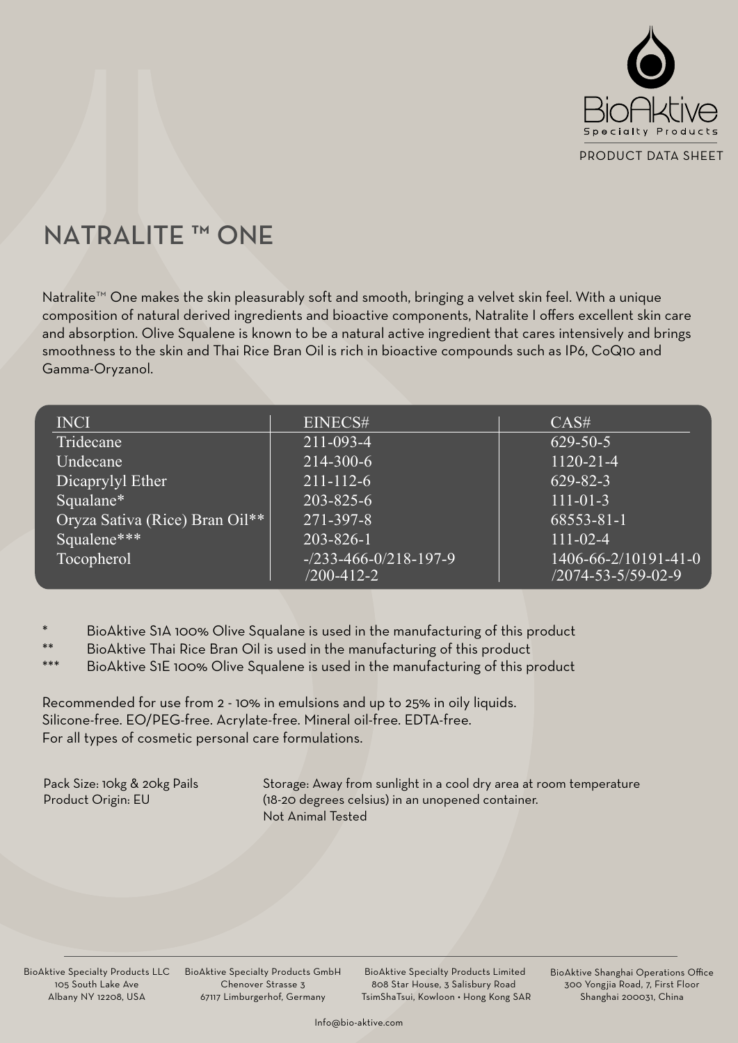BioAktive
Specialty Products

PRODUCT DATA SHEET

# NATRALITE ™ ONE

Natralite™ One makes the skin pleasurably soft and smooth, bringing a velvet skin feel. With a unique composition of natural derived ingredients and bioactive components, Natralite I offers excellent skin care and absorption. Olive Squalene is known to be a natural active ingredient that cares intensively and brings smoothness to the skin and Thai Rice Bran Oil is rich in bioactive compounds such as IP6, CoQ10 and Gamma-Oryzanol.

| INCI | EINECS# | CAS# |
|---|---|---|
| Tridecane | 211-093-4 | 629-50-5 |
| Undecane | 214-300-6 | 1120-21-4 |
| Dicaprylyl Ether | 211-112-6 | 629-82-3 |
| Squalane* | 203-825-6 | 111-01-3 |
| Oryza Sativa (Rice) Bran Oil** | 271-397-8 | 68553-81-1 |
| Squalene*** | 203-826-1 | 111-02-4 |
| Tocopherol | -/233-466-0/218-197-9 /200-412-2 | 1406-66-2/10191-41-0 /2074-53-5/59-02-9 |

\* BioAktive S1A 100% Olive Squalane is used in the manufacturing of this product
** BioAktive Thai Rice Bran Oil is used in the manufacturing of this product
*** BioAktive S1E 100% Olive Squalene is used in the manufacturing of this product

Recommended for use from 2 - 10% in emulsions and up to 25% in oily liquids.
Silicone-free. EO/PEG-free. Acrylate-free. Mineral oil-free. EDTA-free.
For all types of cosmetic personal care formulations.

Pack Size: 10kg & 20kg Pails
Product Origin: EU

Storage: Away from sunlight in a cool dry area at room temperature (18-20 degrees celsius) in an unopened container.
Not Animal Tested

BioAktive Specialty Products LLC
105 South Lake Ave
Albany NY 12208, USA

BioAktive Specialty Products GmbH
Chenover Strasse 3
67117 Limburgerhof, Germany

BioAktive Specialty Products Limited
808 Star House, 3 Salisbury Road
TsimShaTsui, Kowloon • Hong Kong SAR

BioAktive Shanghai Operations Office
300 Yongjia Road, 7, First Floor
Shanghai 200031, China

Info@bio-aktive.com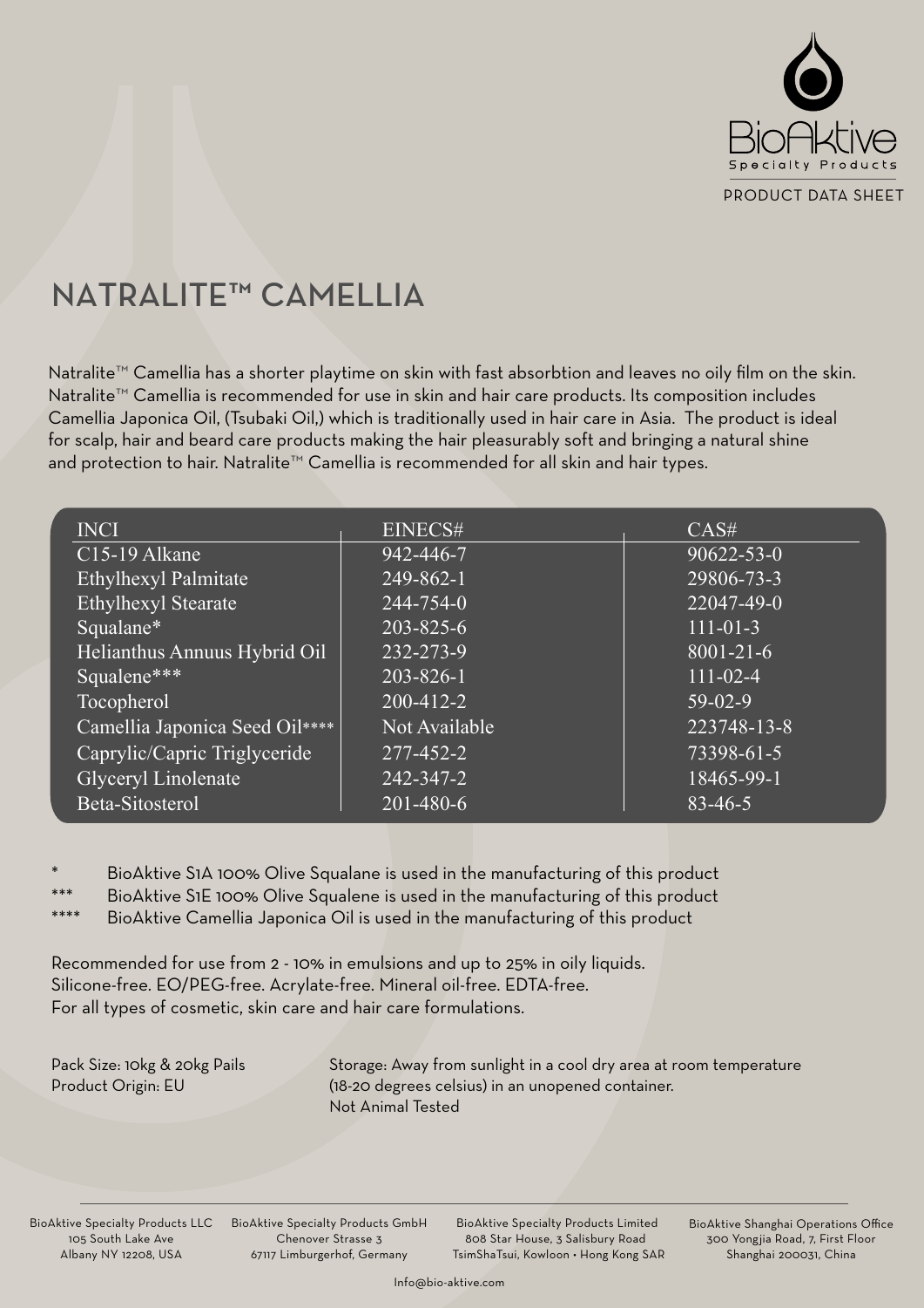BioAktive
Specialty Products
PRODUCT DATA SHEET

# NATRALITE™ CAMELLIA

Natralite™ Camellia has a shorter playtime on skin with fast absorbtion and leaves no oily film on the skin. Natralite™ Camellia is recommended for use in skin and hair care products. Its composition includes Camellia Japonica Oil, (Tsubaki Oil,) which is traditionally used in hair care in Asia. The product is ideal for scalp, hair and beard care products making the hair pleasurably soft and bringing a natural shine and protection to hair. Natralite™ Camellia is recommended for all skin and hair types.

| INCI | EINECS# | CAS# |
|---|---|---|
| C15-19 Alkane | 942-446-7 | 90622-53-0 |
| Ethylhexyl Palmitate | 249-862-1 | 29806-73-3 |
| Ethylhexyl Stearate | 244-754-0 | 22047-49-0 |
| Squalane* | 203-825-6 | 111-01-3 |
| Helianthus Annuus Hybrid Oil | 232-273-9 | 8001-21-6 |
| Squalene*** | 203-826-1 | 111-02-4 |
| Tocopherol | 200-412-2 | 59-02-9 |
| Camellia Japonica Seed Oil**** | Not Available | 223748-13-8 |
| Caprylic/Capric Triglyceride | 277-452-2 | 73398-61-5 |
| Glyceryl Linolenate | 242-347-2 | 18465-99-1 |
| Beta-Sitosterol | 201-480-6 | 83-46-5 |

* BioAktive S1A 100% Olive Squalane is used in the manufacturing of this product
*** BioAktive S1E 100% Olive Squalene is used in the manufacturing of this product
**** BioAktive Camellia Japonica Oil is used in the manufacturing of this product

Recommended for use from 2 - 10% in emulsions and up to 25% in oily liquids.
Silicone-free. EO/PEG-free. Acrylate-free. Mineral oil-free. EDTA-free.
For all types of cosmetic, skin care and hair care formulations.

Pack Size: 10kg & 20kg Pails
Product Origin: EU

Storage: Away from sunlight in a cool dry area at room temperature (18-20 degrees celsius) in an unopened container.
Not Animal Tested

BioAktive Specialty Products LLC
105 South Lake Ave
Albany NY 12208, USA

BioAktive Specialty Products GmbH
Chenover Strasse 3
67117 Limburgerhof, Germany

BioAktive Specialty Products Limited
808 Star House, 3 Salisbury Road
TsimShaTsui, Kowloon • Hong Kong SAR

BioAktive Shanghai Operations Office
300 Yongjia Road, 7, First Floor
Shanghai 200031, China

Info@bio-aktive.com